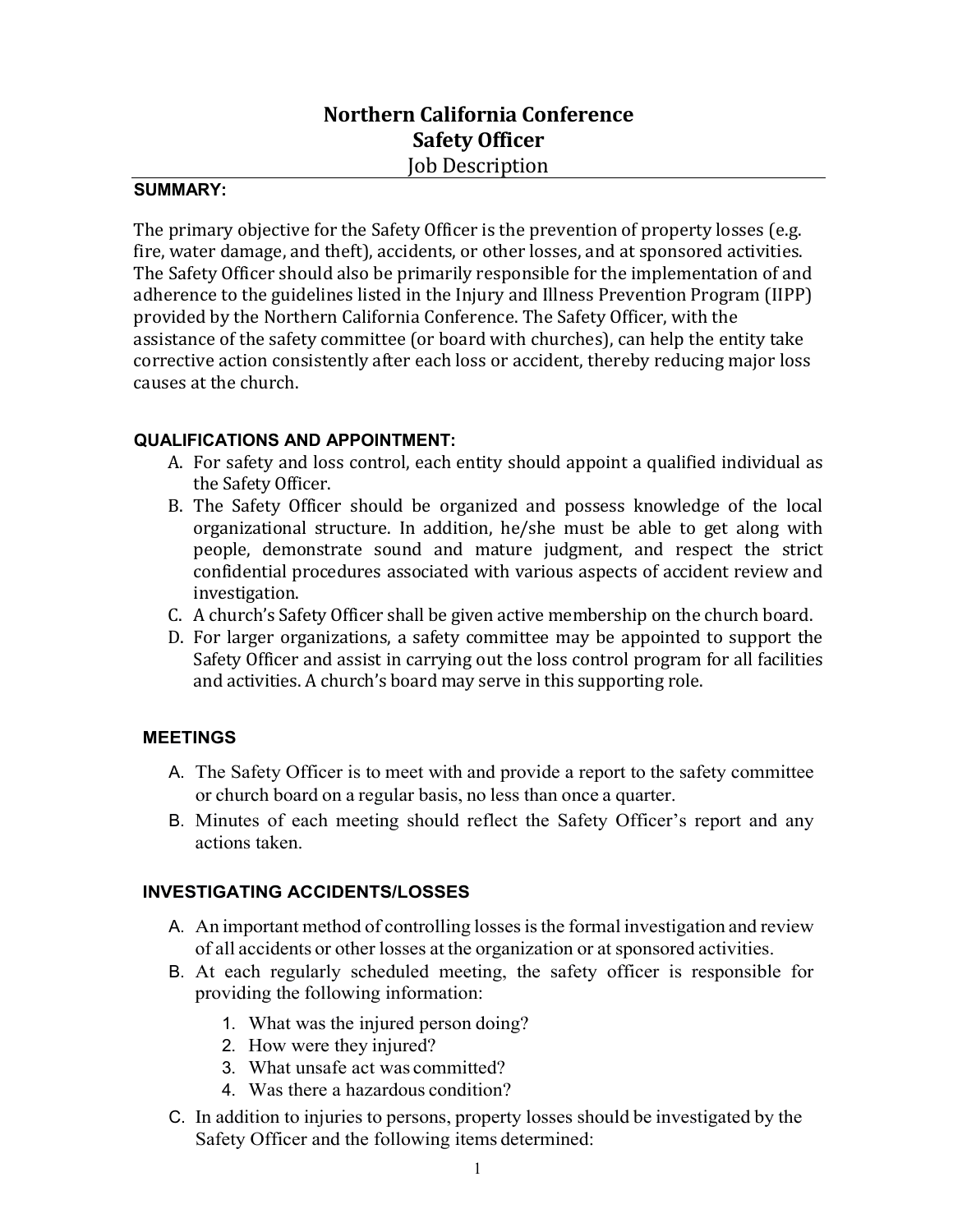# Northern California Conference
# Safety Officer
## Job Description

### SUMMARY:

The primary objective for the Safety Officer is the prevention of property losses (e.g. fire, water damage, and theft), accidents, or other losses, and at sponsored activities. The Safety Officer should also be primarily responsible for the implementation of and adherence to the guidelines listed in the Injury and Illness Prevention Program (IIPP) provided by the Northern California Conference. The Safety Officer, with the assistance of the safety committee (or board with churches), can help the entity take corrective action consistently after each loss or accident, thereby reducing major loss causes at the church.

### QUALIFICATIONS AND APPOINTMENT:

A. For safety and loss control, each entity should appoint a qualified individual as the Safety Officer.

B. The Safety Officer should be organized and possess knowledge of the local organizational structure. In addition, he/she must be able to get along with people, demonstrate sound and mature judgment, and respect the strict confidential procedures associated with various aspects of accident review and investigation.

C. A church's Safety Officer shall be given active membership on the church board.

D. For larger organizations, a safety committee may be appointed to support the Safety Officer and assist in carrying out the loss control program for all facilities and activities. A church's board may serve in this supporting role.

### MEETINGS

A. The Safety Officer is to meet with and provide a report to the safety committee or church board on a regular basis, no less than once a quarter.

B. Minutes of each meeting should reflect the Safety Officer's report and any actions taken.

### INVESTIGATING ACCIDENTS/LOSSES

A. An important method of controlling losses is the formal investigation and review of all accidents or other losses at the organization or at sponsored activities.

B. At each regularly scheduled meeting, the safety officer is responsible for providing the following information:

1. What was the injured person doing?
2. How were they injured?
3. What unsafe act was committed?
4. Was there a hazardous condition?

C. In addition to injuries to persons, property losses should be investigated by the Safety Officer and the following items determined: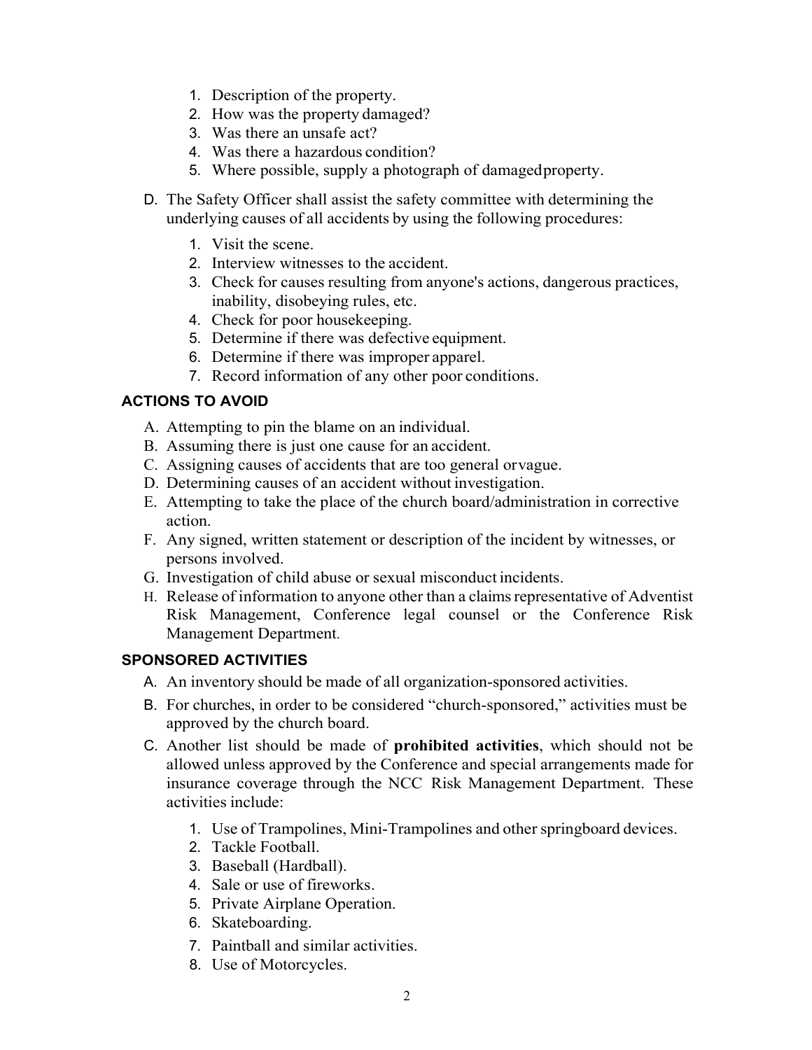1. Description of the property.
2. How was the property damaged?
3. Was there an unsafe act?
4. Was there a hazardous condition?
5. Where possible, supply a photograph of damaged property.

D. The Safety Officer shall assist the safety committee with determining the underlying causes of all accidents by using the following procedures:

1. Visit the scene.
2. Interview witnesses to the accident.
3. Check for causes resulting from anyone's actions, dangerous practices, inability, disobeying rules, etc.
4. Check for poor housekeeping.
5. Determine if there was defective equipment.
6. Determine if there was improper apparel.
7. Record information of any other poor conditions.

### ACTIONS TO AVOID

A. Attempting to pin the blame on an individual.
B. Assuming there is just one cause for an accident.
C. Assigning causes of accidents that are too general or vague.
D. Determining causes of an accident without investigation.
E. Attempting to take the place of the church board/administration in corrective action.
F. Any signed, written statement or description of the incident by witnesses, or persons involved.
G. Investigation of child abuse or sexual misconduct incidents.
H. Release of information to anyone other than a claims representative of Adventist Risk Management, Conference legal counsel or the Conference Risk Management Department.

### SPONSORED ACTIVITIES

A. An inventory should be made of all organization-sponsored activities.

B. For churches, in order to be considered "church-sponsored," activities must be approved by the church board.

C. Another list should be made of **prohibited activities**, which should not be allowed unless approved by the Conference and special arrangements made for insurance coverage through the NCC Risk Management Department. These activities include:

1. Use of Trampolines, Mini-Trampolines and other springboard devices.
2. Tackle Football.
3. Baseball (Hardball).
4. Sale or use of fireworks.
5. Private Airplane Operation.
6. Skateboarding.
7. Paintball and similar activities.
8. Use of Motorcycles.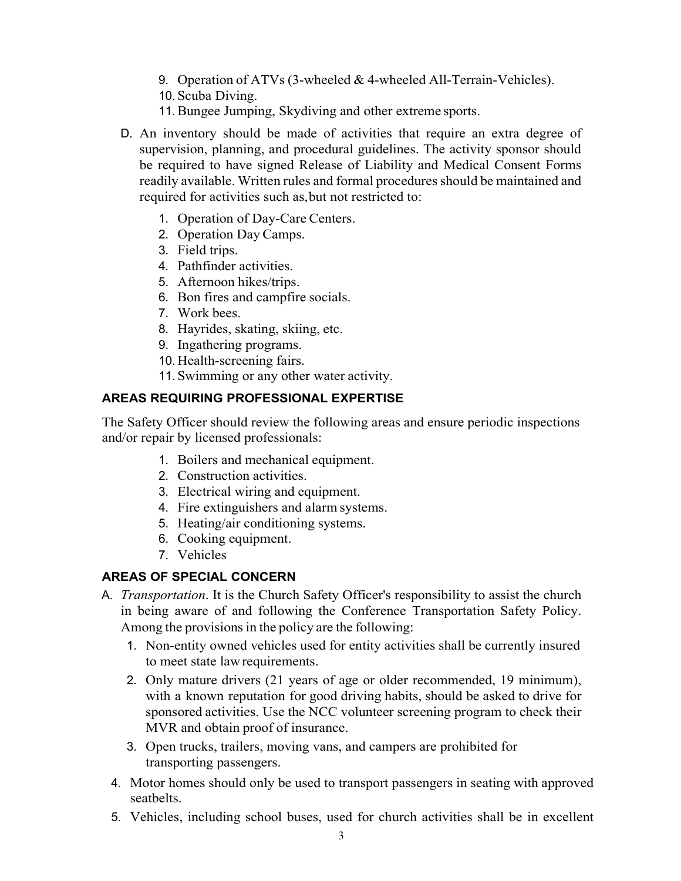9. Operation of ATVs (3-wheeled & 4-wheeled All-Terrain-Vehicles).
10. Scuba Diving.
11. Bungee Jumping, Skydiving and other extreme sports.

D. An inventory should be made of activities that require an extra degree of supervision, planning, and procedural guidelines. The activity sponsor should be required to have signed Release of Liability and Medical Consent Forms readily available. Written rules and formal procedures should be maintained and required for activities such as, but not restricted to:

  1. Operation of Day-Care Centers.
  2. Operation Day Camps.
  3. Field trips.
  4. Pathfinder activities.
  5. Afternoon hikes/trips.
  6. Bon fires and campfire socials.
  7. Work bees.
  8. Hayrides, skating, skiing, etc.
  9. Ingathering programs.
  10. Health-screening fairs.
  11. Swimming or any other water activity.

### AREAS REQUIRING PROFESSIONAL EXPERTISE

The Safety Officer should review the following areas and ensure periodic inspections and/or repair by licensed professionals:

1. Boilers and mechanical equipment.
2. Construction activities.
3. Electrical wiring and equipment.
4. Fire extinguishers and alarm systems.
5. Heating/air conditioning systems.
6. Cooking equipment.
7. Vehicles

### AREAS OF SPECIAL CONCERN

A. *Transportation*. It is the Church Safety Officer's responsibility to assist the church in being aware of and following the Conference Transportation Safety Policy. Among the provisions in the policy are the following:

  1. Non-entity owned vehicles used for entity activities shall be currently insured to meet state law requirements.
  2. Only mature drivers (21 years of age or older recommended, 19 minimum), with a known reputation for good driving habits, should be asked to drive for sponsored activities. Use the NCC volunteer screening program to check their MVR and obtain proof of insurance.
  3. Open trucks, trailers, moving vans, and campers are prohibited for transporting passengers.
  4. Motor homes should only be used to transport passengers in seating with approved seatbelts.
  5. Vehicles, including school buses, used for church activities shall be in excellent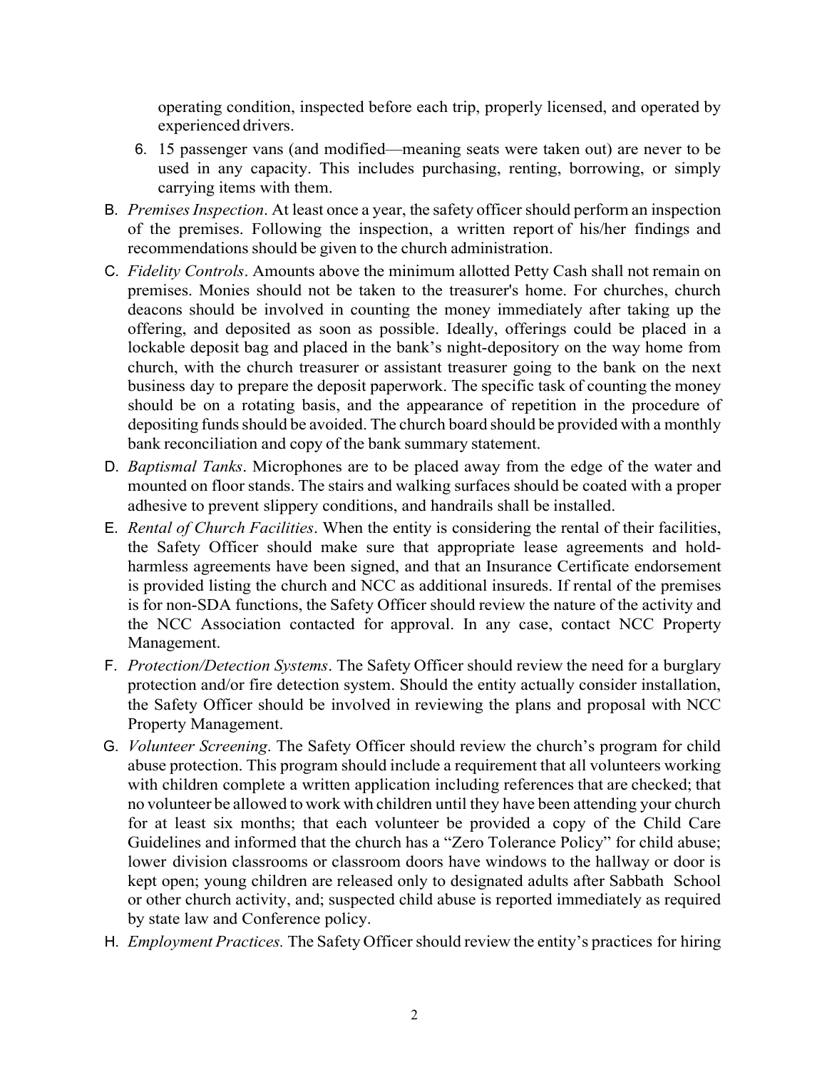operating condition, inspected before each trip, properly licensed, and operated by experienced drivers.

6. 15 passenger vans (and modified—meaning seats were taken out) are never to be used in any capacity. This includes purchasing, renting, borrowing, or simply carrying items with them.

B. *Premises Inspection*. At least once a year, the safety officer should perform an inspection of the premises. Following the inspection, a written report of his/her findings and recommendations should be given to the church administration.

C. *Fidelity Controls*. Amounts above the minimum allotted Petty Cash shall not remain on premises. Monies should not be taken to the treasurer's home. For churches, church deacons should be involved in counting the money immediately after taking up the offering, and deposited as soon as possible. Ideally, offerings could be placed in a lockable deposit bag and placed in the bank's night-depository on the way home from church, with the church treasurer or assistant treasurer going to the bank on the next business day to prepare the deposit paperwork. The specific task of counting the money should be on a rotating basis, and the appearance of repetition in the procedure of depositing funds should be avoided. The church board should be provided with a monthly bank reconciliation and copy of the bank summary statement.

D. *Baptismal Tanks*. Microphones are to be placed away from the edge of the water and mounted on floor stands. The stairs and walking surfaces should be coated with a proper adhesive to prevent slippery conditions, and handrails shall be installed.

E. *Rental of Church Facilities*. When the entity is considering the rental of their facilities, the Safety Officer should make sure that appropriate lease agreements and hold-harmless agreements have been signed, and that an Insurance Certificate endorsement is provided listing the church and NCC as additional insureds. If rental of the premises is for non-SDA functions, the Safety Officer should review the nature of the activity and the NCC Association contacted for approval. In any case, contact NCC Property Management.

F. *Protection/Detection Systems*. The Safety Officer should review the need for a burglary protection and/or fire detection system. Should the entity actually consider installation, the Safety Officer should be involved in reviewing the plans and proposal with NCC Property Management.

G. *Volunteer Screening*. The Safety Officer should review the church's program for child abuse protection. This program should include a requirement that all volunteers working with children complete a written application including references that are checked; that no volunteer be allowed to work with children until they have been attending your church for at least six months; that each volunteer be provided a copy of the Child Care Guidelines and informed that the church has a "Zero Tolerance Policy" for child abuse; lower division classrooms or classroom doors have windows to the hallway or door is kept open; young children are released only to designated adults after Sabbath School or other church activity, and; suspected child abuse is reported immediately as required by state law and Conference policy.

H. *Employment Practices.* The Safety Officer should review the entity's practices for hiring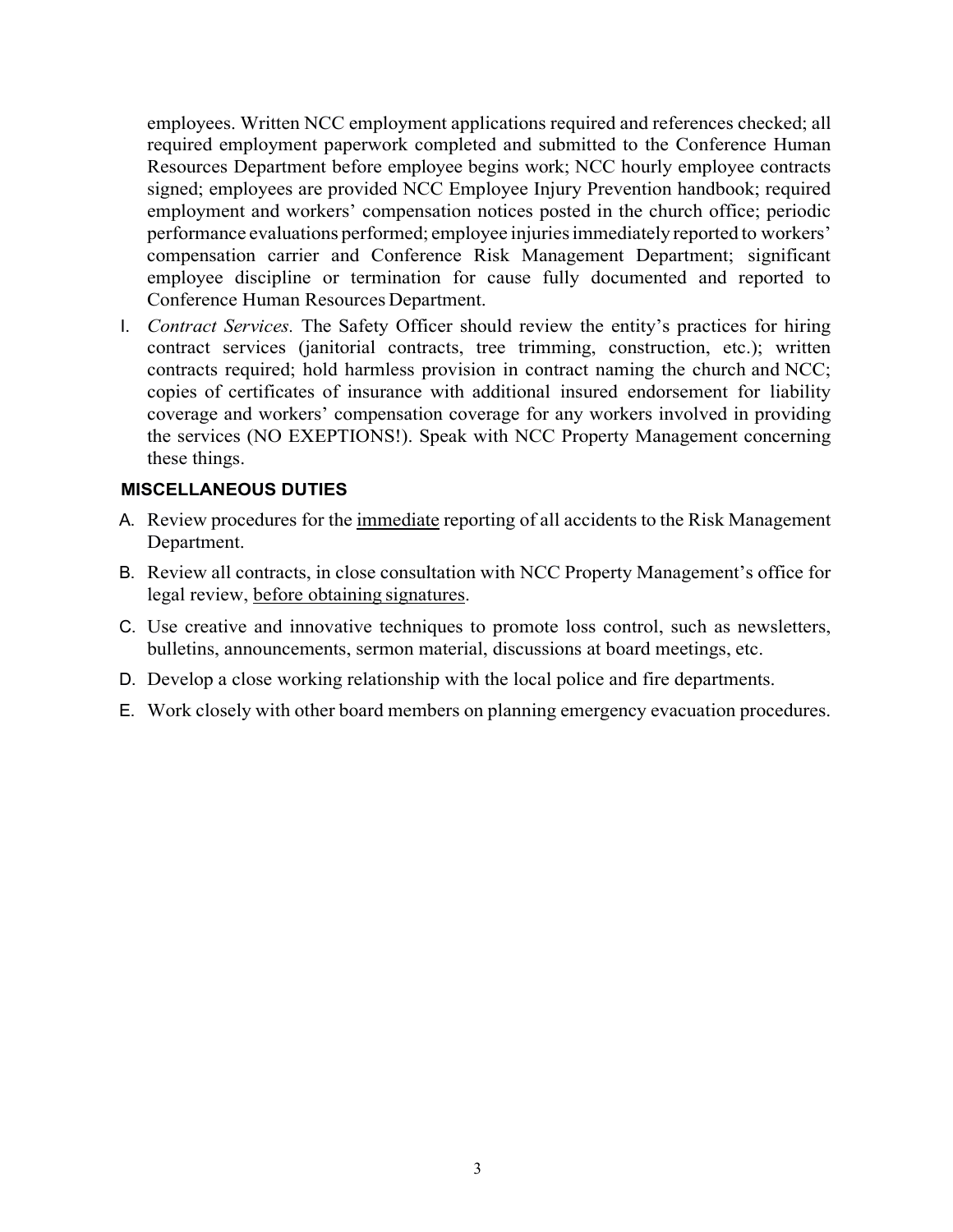employees. Written NCC employment applications required and references checked; all required employment paperwork completed and submitted to the Conference Human Resources Department before employee begins work; NCC hourly employee contracts signed; employees are provided NCC Employee Injury Prevention handbook; required employment and workers' compensation notices posted in the church office; periodic performance evaluations performed; employee injuries immediately reported to workers' compensation carrier and Conference Risk Management Department; significant employee discipline or termination for cause fully documented and reported to Conference Human Resources Department.

I. *Contract Services.* The Safety Officer should review the entity's practices for hiring contract services (janitorial contracts, tree trimming, construction, etc.); written contracts required; hold harmless provision in contract naming the church and NCC; copies of certificates of insurance with additional insured endorsement for liability coverage and workers' compensation coverage for any workers involved in providing the services (NO EXEPTIONS!). Speak with NCC Property Management concerning these things.

### MISCELLANEOUS DUTIES

A. Review procedures for the <u>immediate</u> reporting of all accidents to the Risk Management Department.

B. Review all contracts, in close consultation with NCC Property Management's office for legal review, <u>before obtaining signatures</u>.

C. Use creative and innovative techniques to promote loss control, such as newsletters, bulletins, announcements, sermon material, discussions at board meetings, etc.

D. Develop a close working relationship with the local police and fire departments.

E. Work closely with other board members on planning emergency evacuation procedures.